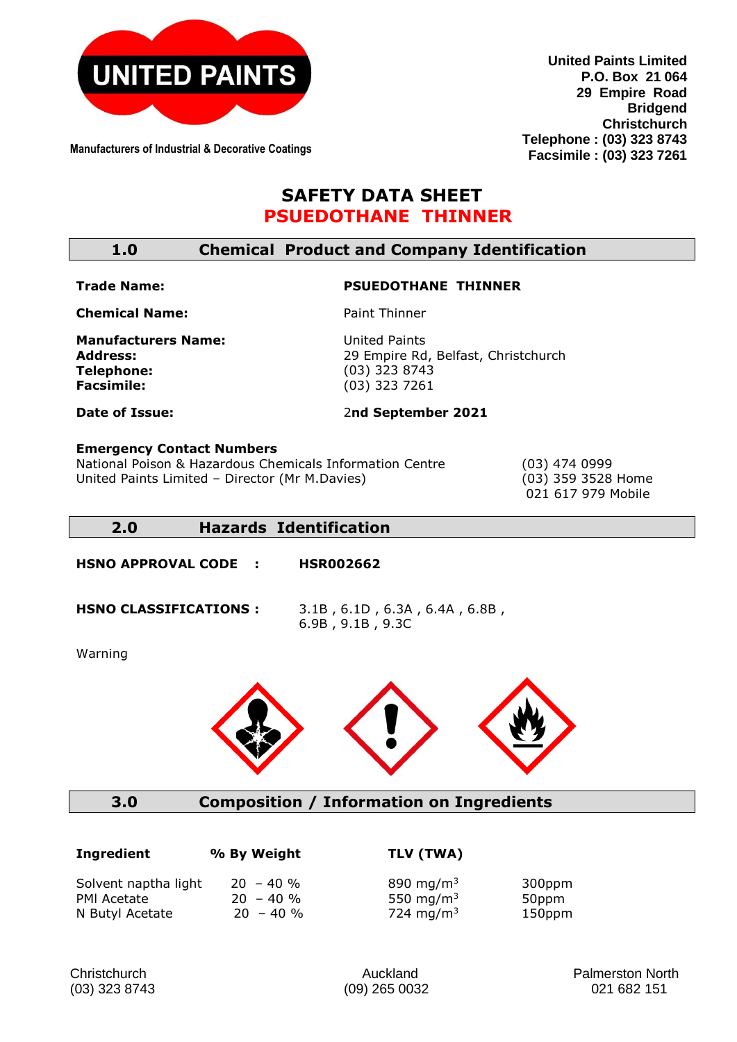UNITED PAINTS

Manufacturers of Industrial & Decorative Coatings

**United Paints Limited**
**P.O. Box 21 064**
**29 Empire Road**
**Bridgend**
**Christchurch**
**Telephone : (03) 323 8743**
**Facsimile : (03) 323 7261**

# SAFETY DATA SHEET
# PSUEDOTHANE THINNER

## 1.0 Chemical Product and Company Identification

**Trade Name:** **PSUEDOTHANE THINNER**

**Chemical Name:** Paint Thinner

**Manufacturers Name:** United Paints
**Address:** 29 Empire Rd, Belfast, Christchurch
**Telephone:** (03) 323 8743
**Facsimile:** (03) 323 7261

**Date of Issue:** 2**nd September 2021**

**Emergency Contact Numbers**

National Poison & Hazardous Chemicals Information Centre (03) 474 0999
United Paints Limited – Director (Mr M.Davies) (03) 359 3528 Home
021 617 979 Mobile

## 2.0 Hazards Identification

**HSNO APPROVAL CODE :** **HSR002662**

**HSNO CLASSIFICATIONS :** 3.1B , 6.1D , 6.3A , 6.4A , 6.8B , 6.9B , 9.1B , 9.3C

Warning

## 3.0 Composition / Information on Ingredients

| Ingredient | % By Weight | TLV (TWA) | |
|---|---|---|---|
| Solvent naptha light | 20 – 40 % | 890 mg/m$^3$ | 300ppm |
| PMI Acetate | 20 – 40 % | 550 mg/m$^3$ | 50ppm |
| N Butyl Acetate | 20 – 40 % | 724 mg/m$^3$ | 150ppm |

Christchurch (03) 323 8743 | Auckland (09) 265 0032 | Palmerston North 021 682 151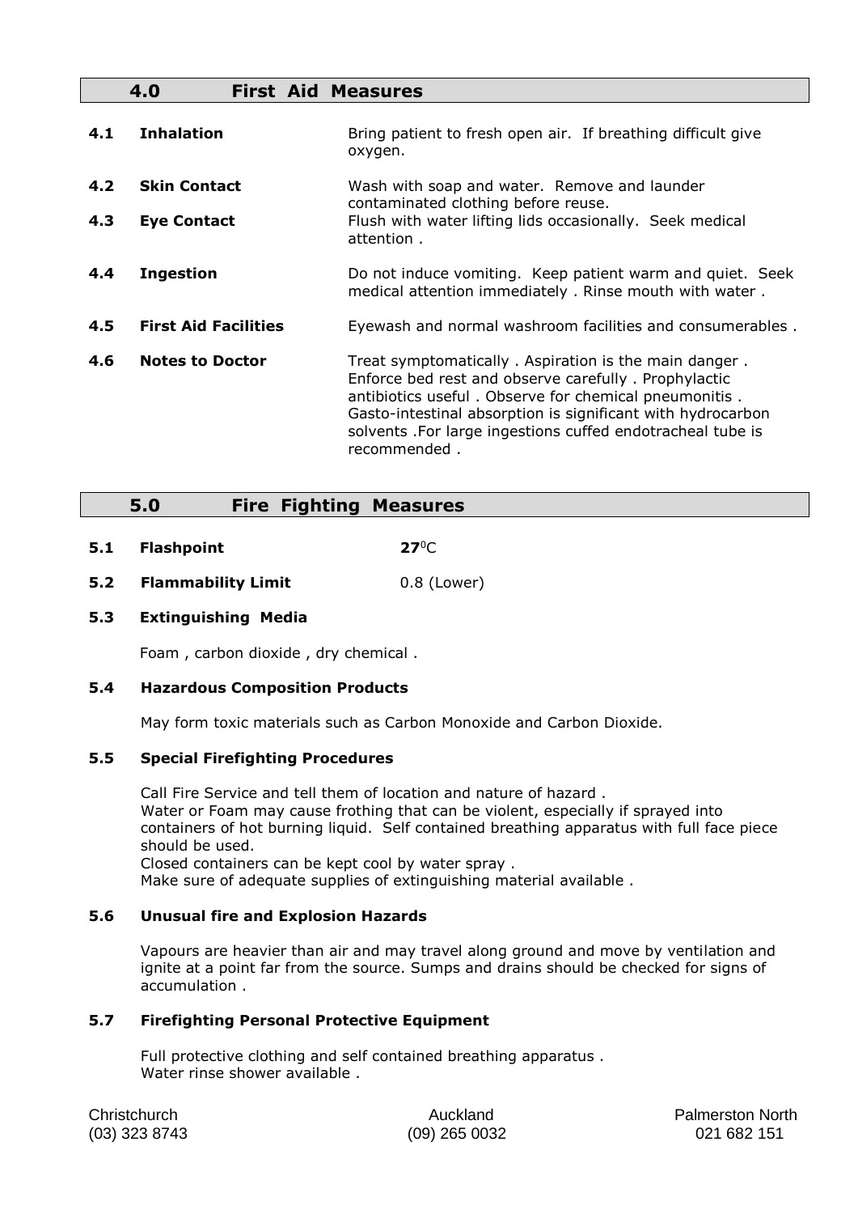## 4.0 First Aid Measures

| | | |
|---|---|---|
| **4.1** | **Inhalation** | Bring patient to fresh open air. If breathing difficult give oxygen. |
| **4.2** | **Skin Contact** | Wash with soap and water. Remove and launder contaminated clothing before reuse. |
| **4.3** | **Eye Contact** | Flush with water lifting lids occasionally. Seek medical attention . |
| **4.4** | **Ingestion** | Do not induce vomiting. Keep patient warm and quiet. Seek medical attention immediately . Rinse mouth with water . |
| **4.5** | **First Aid Facilities** | Eyewash and normal washroom facilities and consumerables . |
| **4.6** | **Notes to Doctor** | Treat symptomatically . Aspiration is the main danger . Enforce bed rest and observe carefully . Prophylactic antibiotics useful . Observe for chemical pneumonitis . Gasto-intestinal absorption is significant with hydrocarbon solvents .For large ingestions cuffed endotracheal tube is recommended . |

## 5.0 Fire Fighting Measures

**5.1 Flashpoint** **27**$^0$C

**5.2 Flammability Limit** 0.8 (Lower)

### 5.3 Extinguishing Media

Foam , carbon dioxide , dry chemical .

### 5.4 Hazardous Composition Products

May form toxic materials such as Carbon Monoxide and Carbon Dioxide.

### 5.5 Special Firefighting Procedures

Call Fire Service and tell them of location and nature of hazard .
Water or Foam may cause frothing that can be violent, especially if sprayed into containers of hot burning liquid. Self contained breathing apparatus with full face piece should be used.
Closed containers can be kept cool by water spray .
Make sure of adequate supplies of extinguishing material available .

### 5.6 Unusual fire and Explosion Hazards

Vapours are heavier than air and may travel along ground and move by ventilation and ignite at a point far from the source. Sumps and drains should be checked for signs of accumulation .

### 5.7 Firefighting Personal Protective Equipment

Full protective clothing and self contained breathing apparatus .
Water rinse shower available .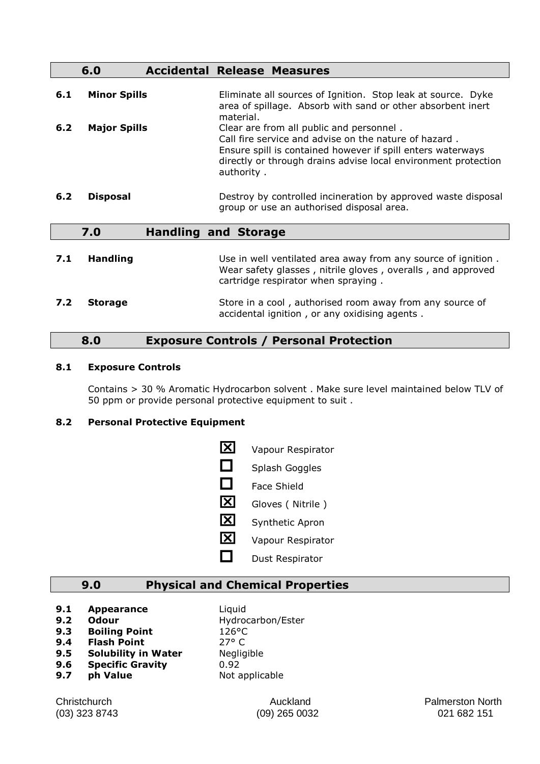## 6.0 Accidental Release Measures

**6.1 Minor Spills** — Eliminate all sources of Ignition. Stop leak at source. Dyke area of spillage. Absorb with sand or other absorbent inert material.

**6.2 Major Spills** — Clear are from all public and personnel . Call fire service and advise on the nature of hazard . Ensure spill is contained however if spill enters waterways directly or through drains advise local environment protection authority .

**6.2 Disposal** — Destroy by controlled incineration by approved waste disposal group or use an authorised disposal area.

## 7.0 Handling and Storage

**7.1 Handling** — Use in well ventilated area away from any source of ignition . Wear safety glasses , nitrile gloves , overalls , and approved cartridge respirator when spraying .

**7.2 Storage** — Store in a cool , authorised room away from any source of accidental ignition , or any oxidising agents .

## 8.0 Exposure Controls / Personal Protection

### 8.1 Exposure Controls

Contains > 30 % Aromatic Hydrocarbon solvent . Make sure level maintained below TLV of 50 ppm or provide personal protective equipment to suit .

### 8.2 Personal Protective Equipment

- ☒ Vapour Respirator
- ☐ Splash Goggles
- ☐ Face Shield
- ☒ Gloves ( Nitrile )
- ☒ Synthetic Apron
- ☒ Vapour Respirator
- ☐ Dust Respirator

## 9.0 Physical and Chemical Properties

| | | |
|---|---|---|
| **9.1** | **Appearance** | Liquid |
| **9.2** | **Odour** | Hydrocarbon/Ester |
| **9.3** | **Boiling Point** | 126°C |
| **9.4** | **Flash Point** | 27° C |
| **9.5** | **Solubility in Water** | Negligible |
| **9.6** | **Specific Gravity** | 0.92 |
| **9.7** | **ph Value** | Not applicable |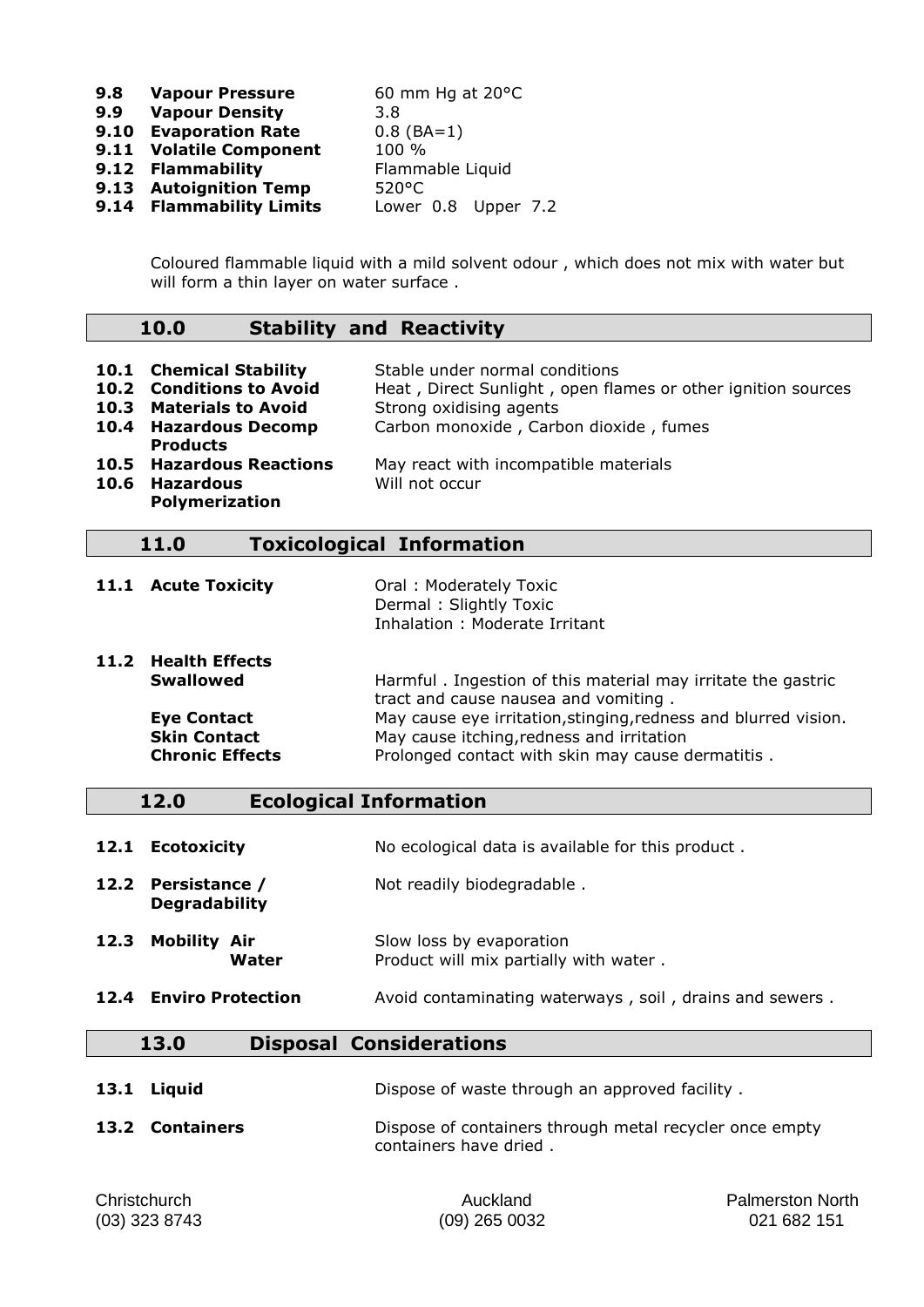| | | |
|---|---|---|
| **9.8** | **Vapour Pressure** | 60 mm Hg at 20°C |
| **9.9** | **Vapour Density** | 3.8 |
| **9.10** | **Evaporation Rate** | 0.8 (BA=1) |
| **9.11** | **Volatile Component** | 100 % |
| **9.12** | **Flammability** | Flammable Liquid |
| **9.13** | **Autoignition Temp** | 520°C |
| **9.14** | **Flammability Limits** | Lower 0.8 Upper 7.2 |

Coloured flammable liquid with a mild solvent odour , which does not mix with water but will form a thin layer on water surface .

## 10.0 Stability and Reactivity

| | | |
|---|---|---|
| **10.1** | **Chemical Stability** | Stable under normal conditions |
| **10.2** | **Conditions to Avoid** | Heat , Direct Sunlight , open flames or other ignition sources |
| **10.3** | **Materials to Avoid** | Strong oxidising agents |
| **10.4** | **Hazardous Decomp Products** | Carbon monoxide , Carbon dioxide , fumes |
| **10.5** | **Hazardous Reactions** | May react with incompatible materials |
| **10.6** | **Hazardous Polymerization** | Will not occur |

## 11.0 Toxicological Information

**11.1 Acute Toxicity**

Oral : Moderately Toxic
Dermal : Slightly Toxic
Inhalation : Moderate Irritant

**11.2 Health Effects**

| | |
|---|---|
| **Swallowed** | Harmful . Ingestion of this material may irritate the gastric tract and cause nausea and vomiting . |
| **Eye Contact** | May cause eye irritation,stinging,redness and blurred vision. |
| **Skin Contact** | May cause itching,redness and irritation |
| **Chronic Effects** | Prolonged contact with skin may cause dermatitis . |

## 12.0 Ecological Information

| | | |
|---|---|---|
| **12.1** | **Ecotoxicity** | No ecological data is available for this product . |
| **12.2** | **Persistance / Degradability** | Not readily biodegradable . |
| **12.3** | **Mobility Air** | Slow loss by evaporation |
| | **Water** | Product will mix partially with water . |
| **12.4** | **Enviro Protection** | Avoid contaminating waterways , soil , drains and sewers . |

## 13.0 Disposal Considerations

| | | |
|---|---|---|
| **13.1** | **Liquid** | Dispose of waste through an approved facility . |
| **13.2** | **Containers** | Dispose of containers through metal recycler once empty containers have dried . |

Christchurch (03) 323 8743 | Auckland (09) 265 0032 | Palmerston North 021 682 151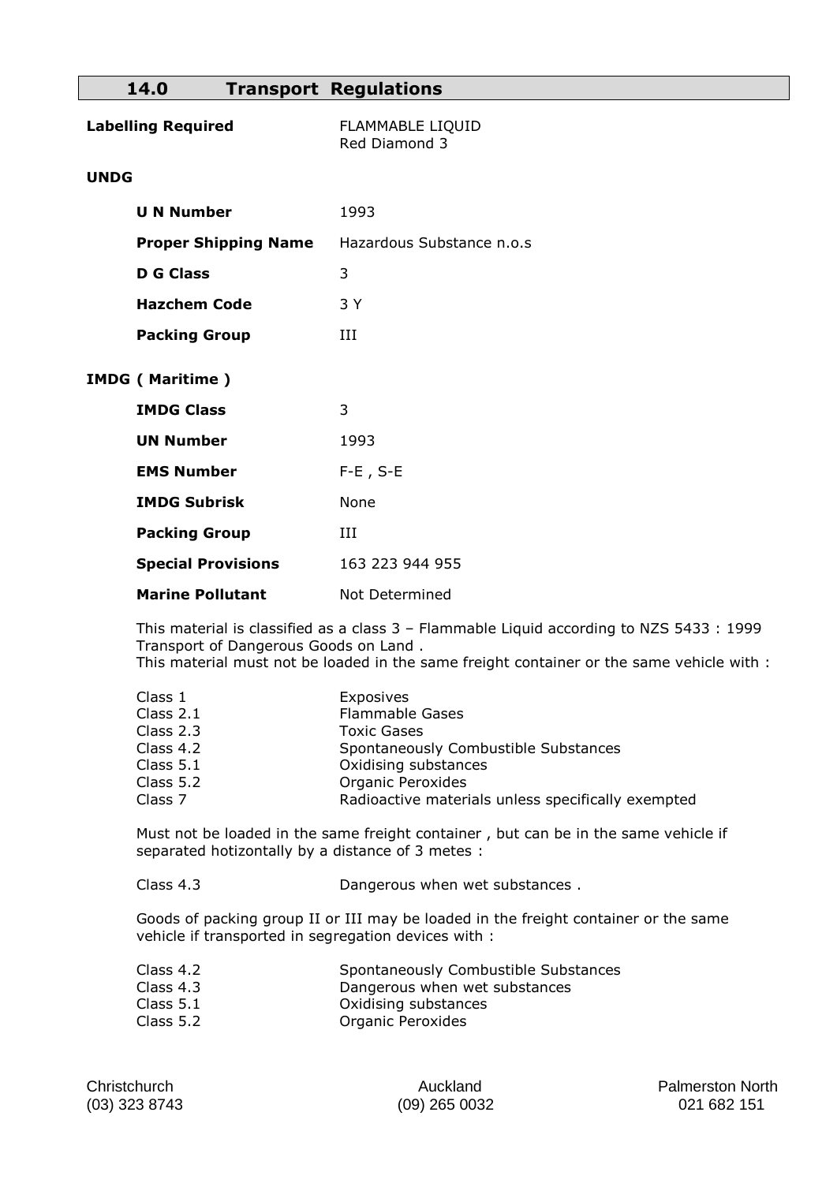## 14.0 Transport Regulations

**Labelling Required** FLAMMABLE LIQUID
Red Diamond 3

**UNDG**

| | |
|---|---|
| **U N Number** | 1993 |
| **Proper Shipping Name** | Hazardous Substance n.o.s |
| **D G Class** | 3 |
| **Hazchem Code** | 3 Y |
| **Packing Group** | III |

**IMDG ( Maritime )**

| | |
|---|---|
| **IMDG Class** | 3 |
| **UN Number** | 1993 |
| **EMS Number** | F-E , S-E |
| **IMDG Subrisk** | None |
| **Packing Group** | III |
| **Special Provisions** | 163 223 944 955 |
| **Marine Pollutant** | Not Determined |

This material is classified as a class 3 – Flammable Liquid according to NZS 5433 : 1999 Transport of Dangerous Goods on Land .
This material must not be loaded in the same freight container or the same vehicle with :

| | |
|---|---|
| Class 1 | Exposives |
| Class 2.1 | Flammable Gases |
| Class 2.3 | Toxic Gases |
| Class 4.2 | Spontaneously Combustible Substances |
| Class 5.1 | Oxidising substances |
| Class 5.2 | Organic Peroxides |
| Class 7 | Radioactive materials unless specifically exempted |

Must not be loaded in the same freight container , but can be in the same vehicle if separated hotizontally by a distance of 3 metes :

| | |
|---|---|
| Class 4.3 | Dangerous when wet substances . |

Goods of packing group II or III may be loaded in the freight container or the same vehicle if transported in segregation devices with :

| | |
|---|---|
| Class 4.2 | Spontaneously Combustible Substances |
| Class 4.3 | Dangerous when wet substances |
| Class 5.1 | Oxidising substances |
| Class 5.2 | Organic Peroxides |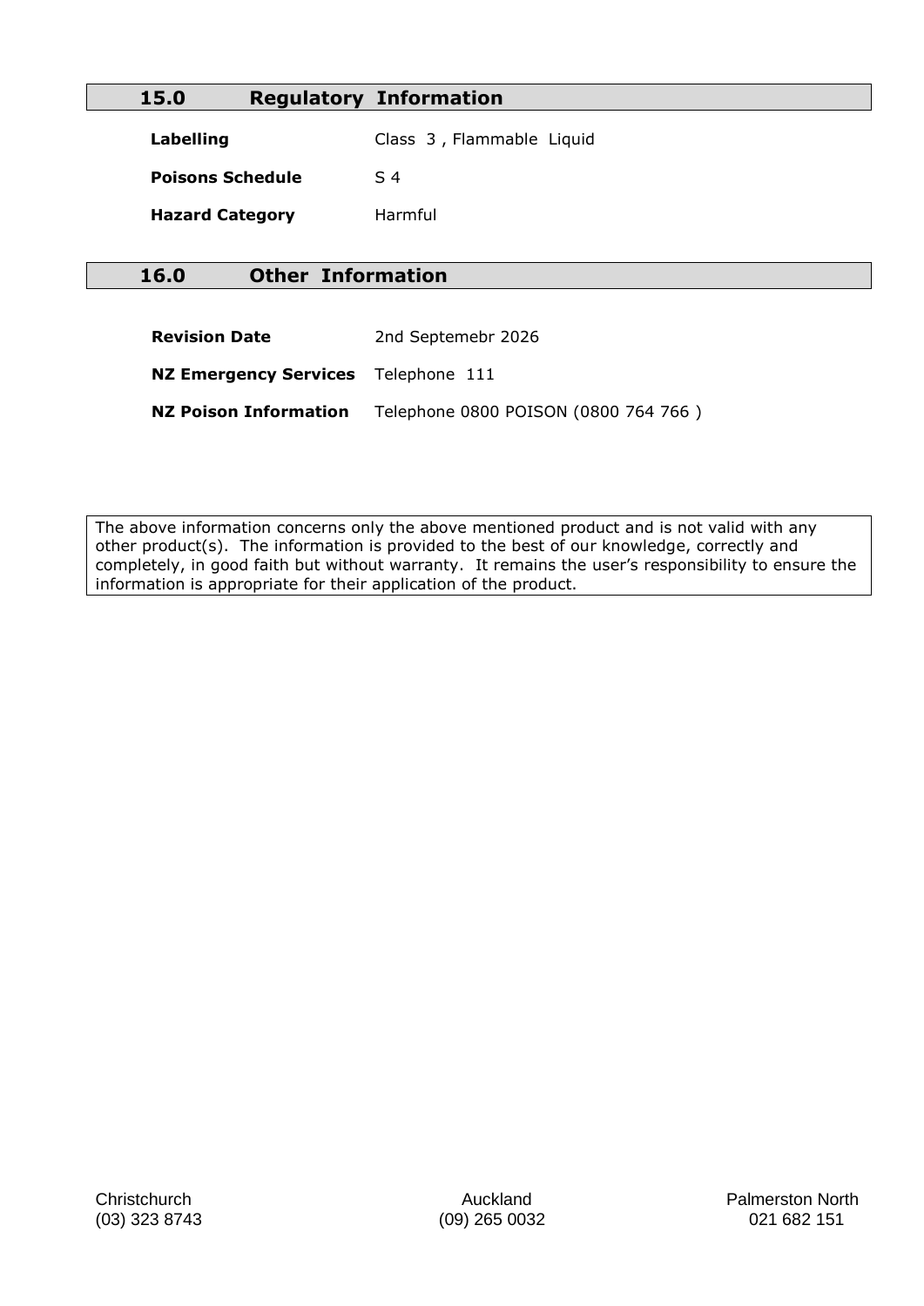## 15.0 Regulatory Information

| | |
|---|---|
| **Labelling** | Class 3 , Flammable Liquid |
| **Poisons Schedule** | S 4 |
| **Hazard Category** | Harmful |

## 16.0 Other Information

| | |
|---|---|
| **Revision Date** | 2nd Septemebr 2026 |
| **NZ Emergency Services** | Telephone 111 |
| **NZ Poison Information** | Telephone 0800 POISON (0800 764 766 ) |

The above information concerns only the above mentioned product and is not valid with any other product(s). The information is provided to the best of our knowledge, correctly and completely, in good faith but without warranty. It remains the user's responsibility to ensure the information is appropriate for their application of the product.

| Christchurch | Auckland | Palmerston North |
|---|---|---|
| (03) 323 8743 | (09) 265 0032 | 021 682 151 |